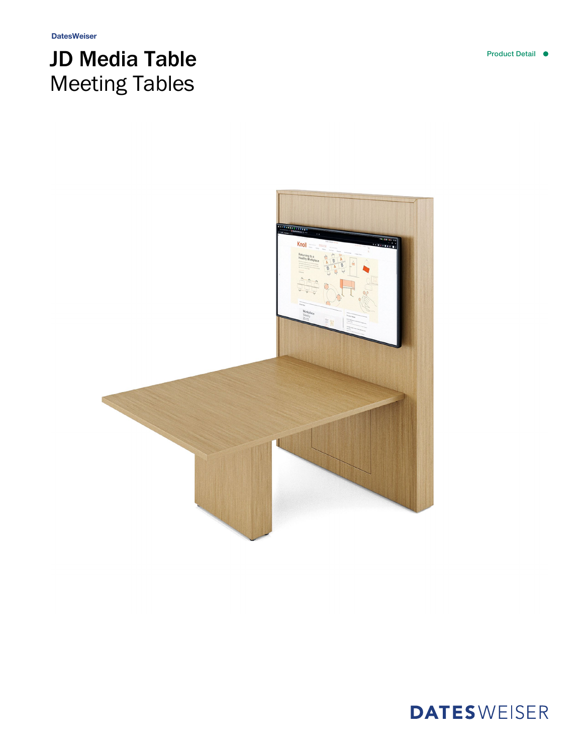DatesWeiser

# JD Media Table

Meeting Tables

Product Detail

DATESWEISER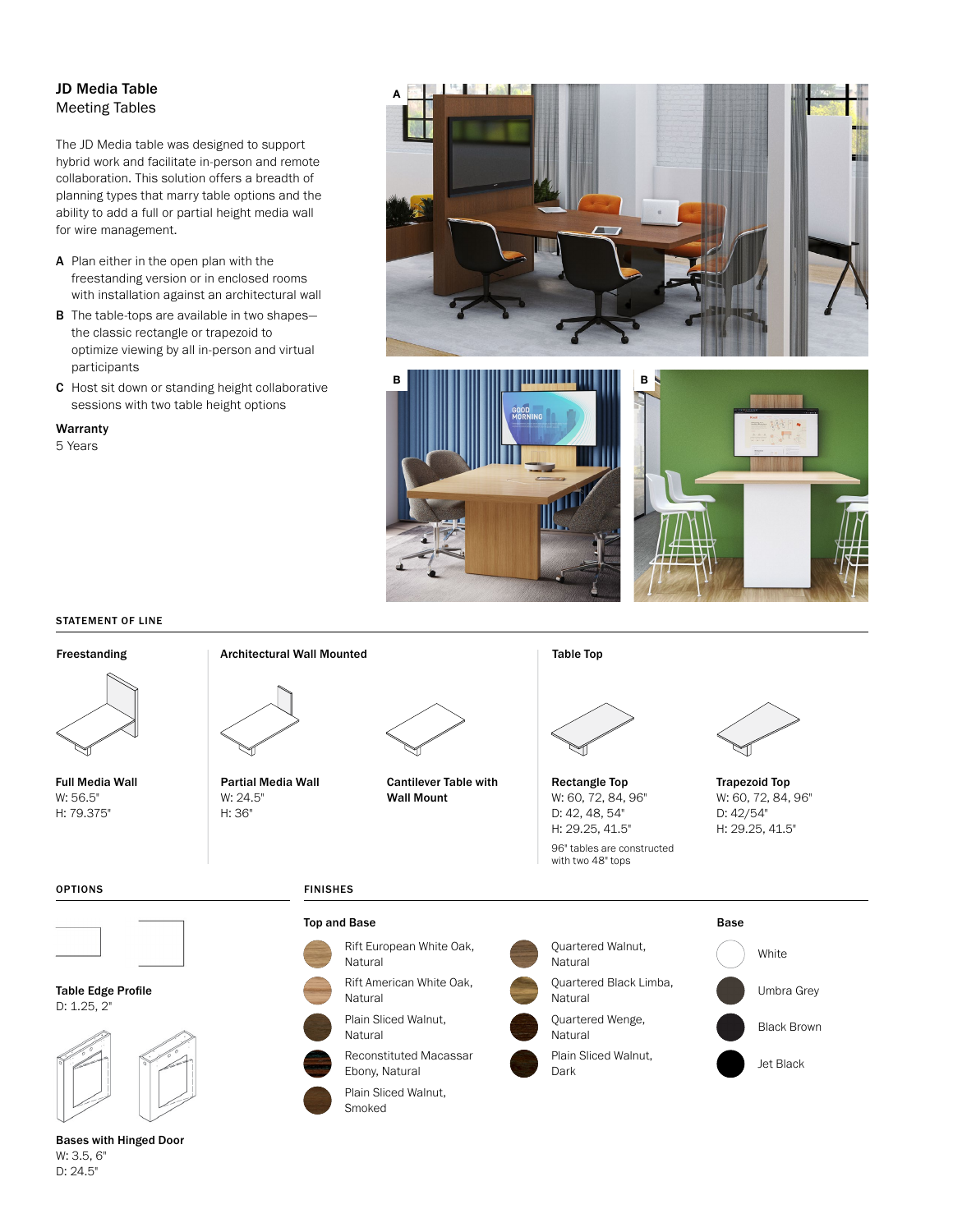# JD Media Table

## Meeting Tables

The JD Media table was designed to support hybrid work and facilitate in-person and remote collaboration. This solution offers a breadth of planning types that marry table options and the ability to add a full or partial height media wall for wire management.

- **A** Plan either in the open plan with the freestanding version or in enclosed rooms with installation against an architectural wall
- **B** The table-tops are available in two shapes—the classic rectangle or trapezoid to optimize viewing by all in-person and virtual participants
- **C** Host sit down or standing height collaborative sessions with two table height options

**Warranty**
5 Years

A

B

B

## STATEMENT OF LINE

### Freestanding

**Full Media Wall**
W: 56.5"
H: 79.375"

### Architectural Wall Mounted

**Partial Media Wall**
W: 24.5"
H: 36"

**Cantilever Table with Wall Mount**

### Table Top

**Rectangle Top**
W: 60, 72, 84, 96"
D: 42, 48, 54"
H: 29.25, 41.5"

96" tables are constructed with two 48" tops

**Trapezoid Top**
W: 60, 72, 84, 96"
D: 42/54"
H: 29.25, 41.5"

## OPTIONS

**Table Edge Profile**
D: 1.25, 2"

**Bases with Hinged Door**
W: 3.5, 6"
D: 24.5"

## FINISHES

### Top and Base

- Rift European White Oak, Natural
- Rift American White Oak, Natural
- Plain Sliced Walnut, Natural
- Reconstituted Macassar Ebony, Natural
- Plain Sliced Walnut, Smoked
- Quartered Walnut, Natural
- Quartered Black Limba, Natural
- Quartered Wenge, Natural
- Plain Sliced Walnut, Dark

### Base

- White
- Umbra Grey
- Black Brown
- Jet Black